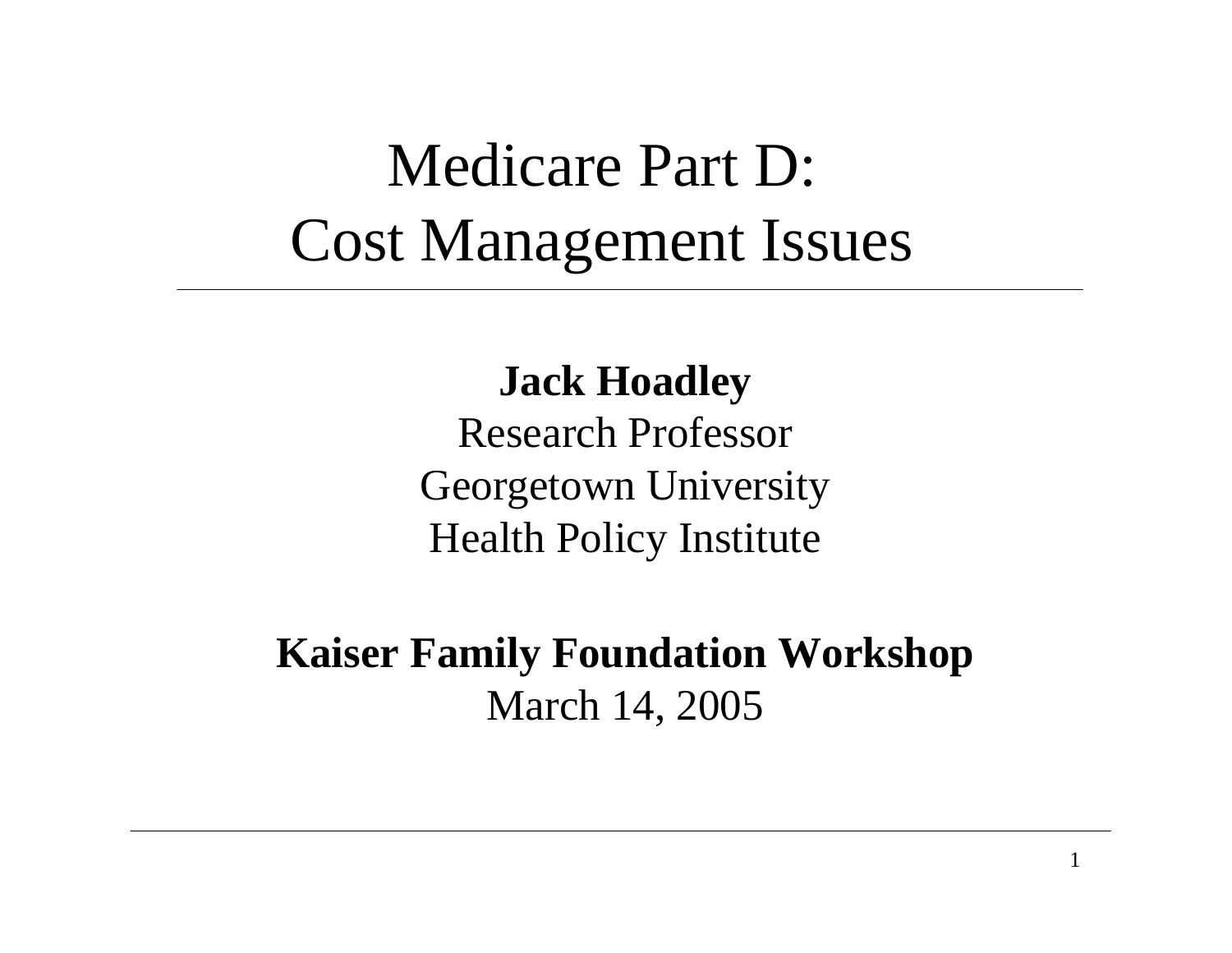# Medicare Part D: Cost Management Issues

**Jack Hoadley**
Research Professor
Georgetown University
Health Policy Institute

**Kaiser Family Foundation Workshop**
March 14, 2005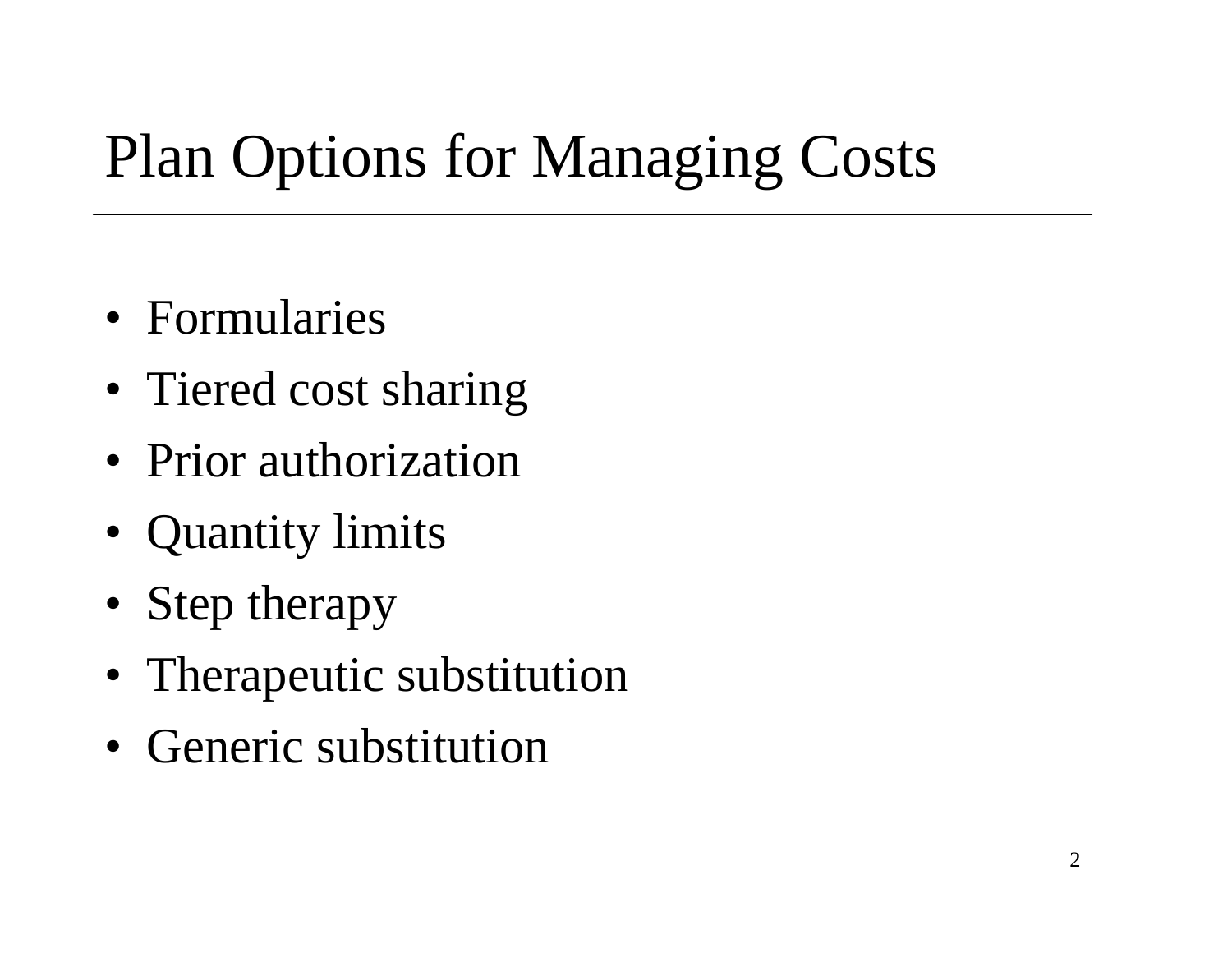# Plan Options for Managing Costs

- Formularies
- Tiered cost sharing
- Prior authorization
- Quantity limits
- Step therapy
- Therapeutic substitution
- Generic substitution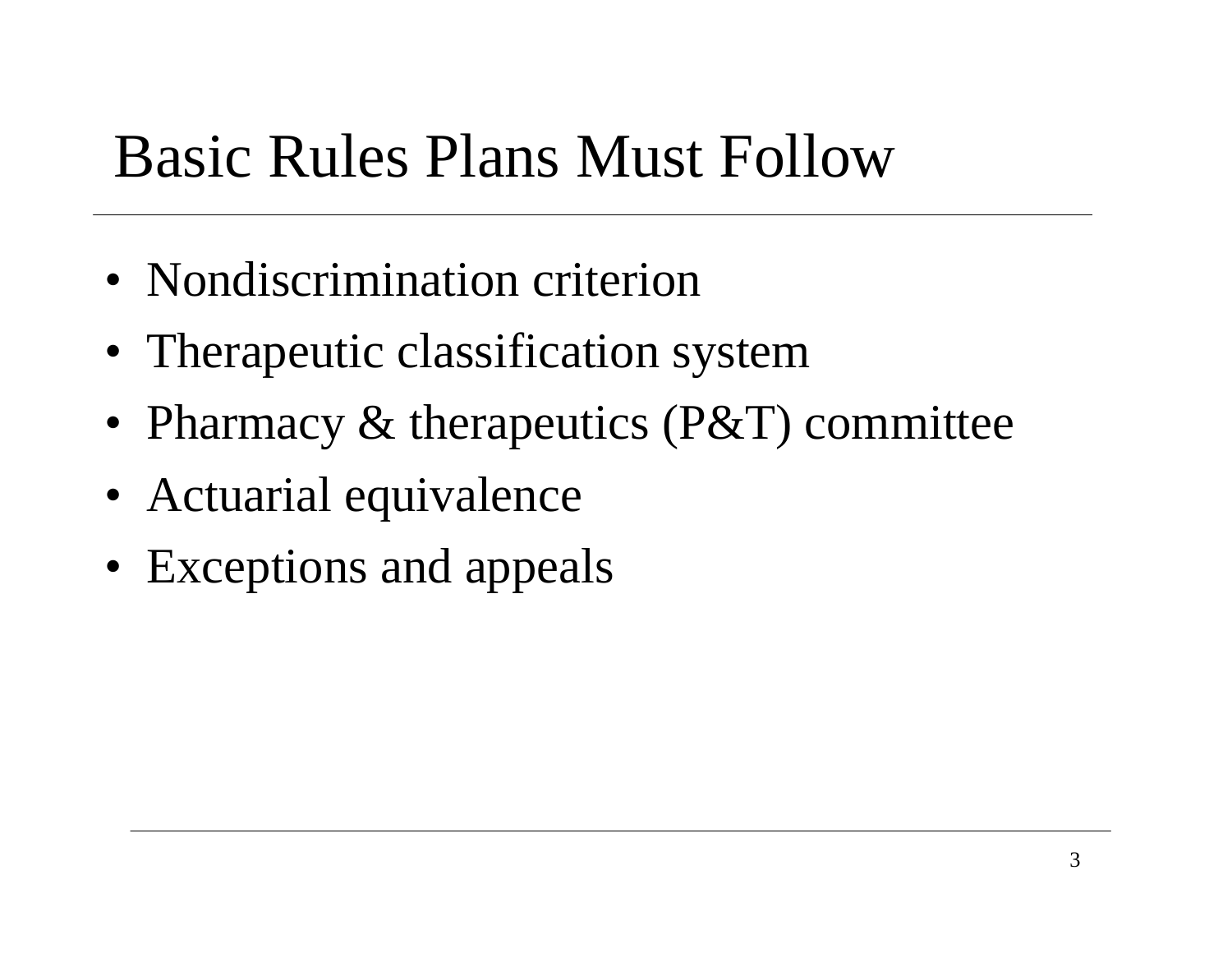# Basic Rules Plans Must Follow

- Nondiscrimination criterion
- Therapeutic classification system
- Pharmacy & therapeutics (P&T) committee
- Actuarial equivalence
- Exceptions and appeals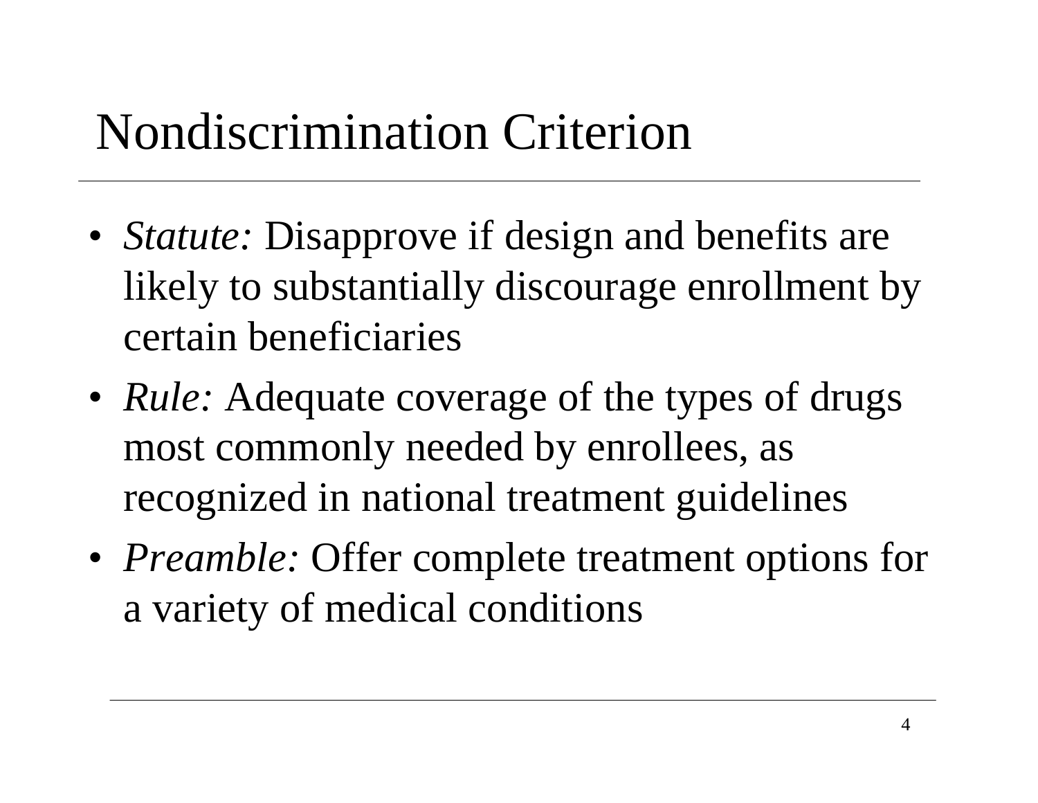# Nondiscrimination Criterion

- *Statute:* Disapprove if design and benefits are likely to substantially discourage enrollment by certain beneficiaries
- *Rule:* Adequate coverage of the types of drugs most commonly needed by enrollees, as recognized in national treatment guidelines
- *Preamble:* Offer complete treatment options for a variety of medical conditions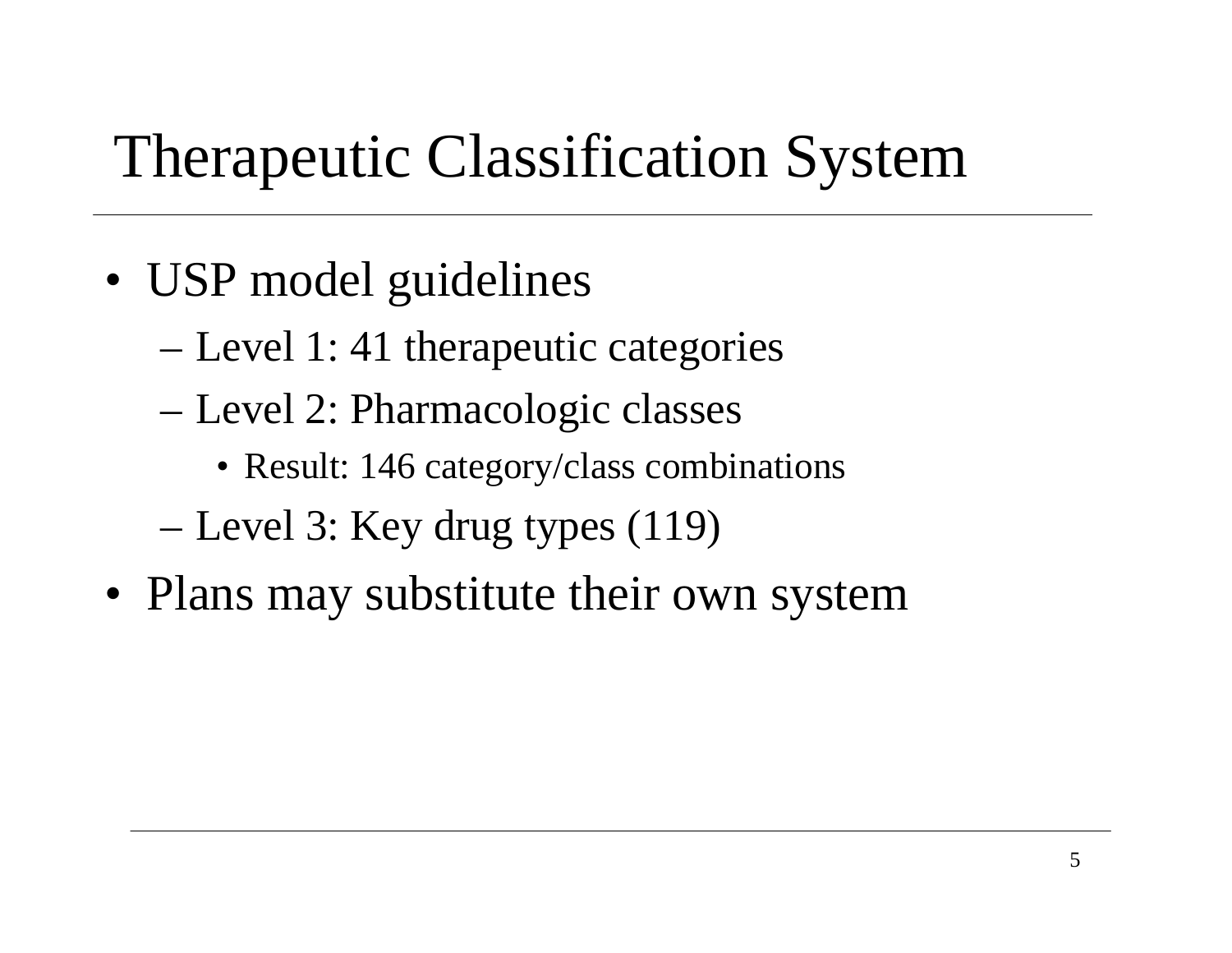# Therapeutic Classification System

- USP model guidelines
  - Level 1: 41 therapeutic categories
  - Level 2: Pharmacologic classes
    - Result: 146 category/class combinations
  - Level 3: Key drug types (119)
- Plans may substitute their own system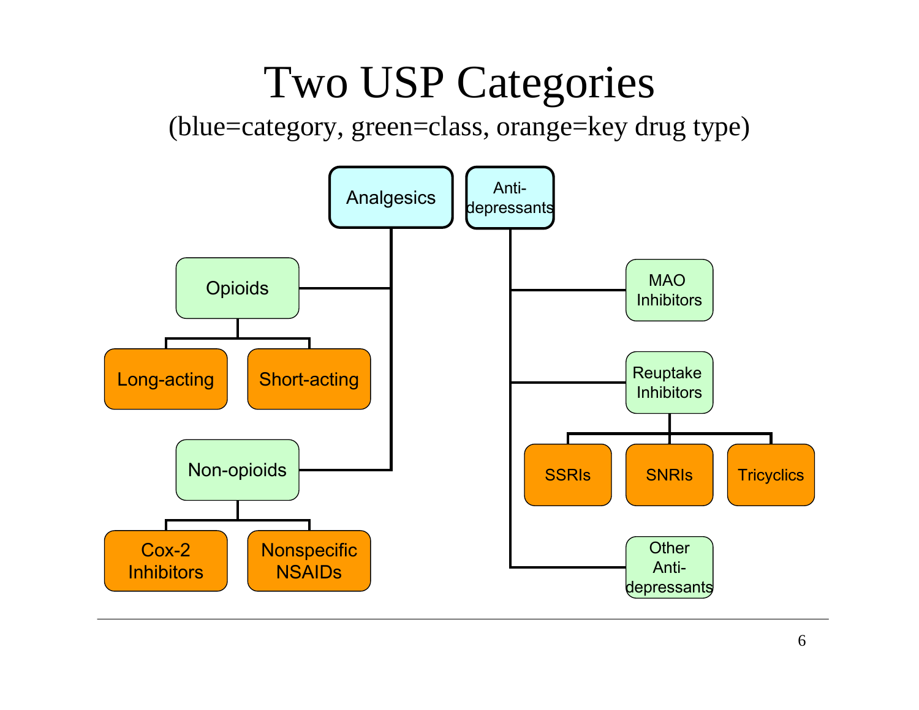# Two USP Categories

(blue=category, green=class, orange=key drug type)

- **Analgesics**
  - Opioids
    - Long-acting
    - Short-acting
  - Non-opioids
    - Cox-2 Inhibitors
    - Nonspecific NSAIDs
- **Anti-depressants**
  - MAO Inhibitors
  - Reuptake Inhibitors
    - SSRIs
    - SNRIs
    - Tricyclics
  - Other Anti-depressants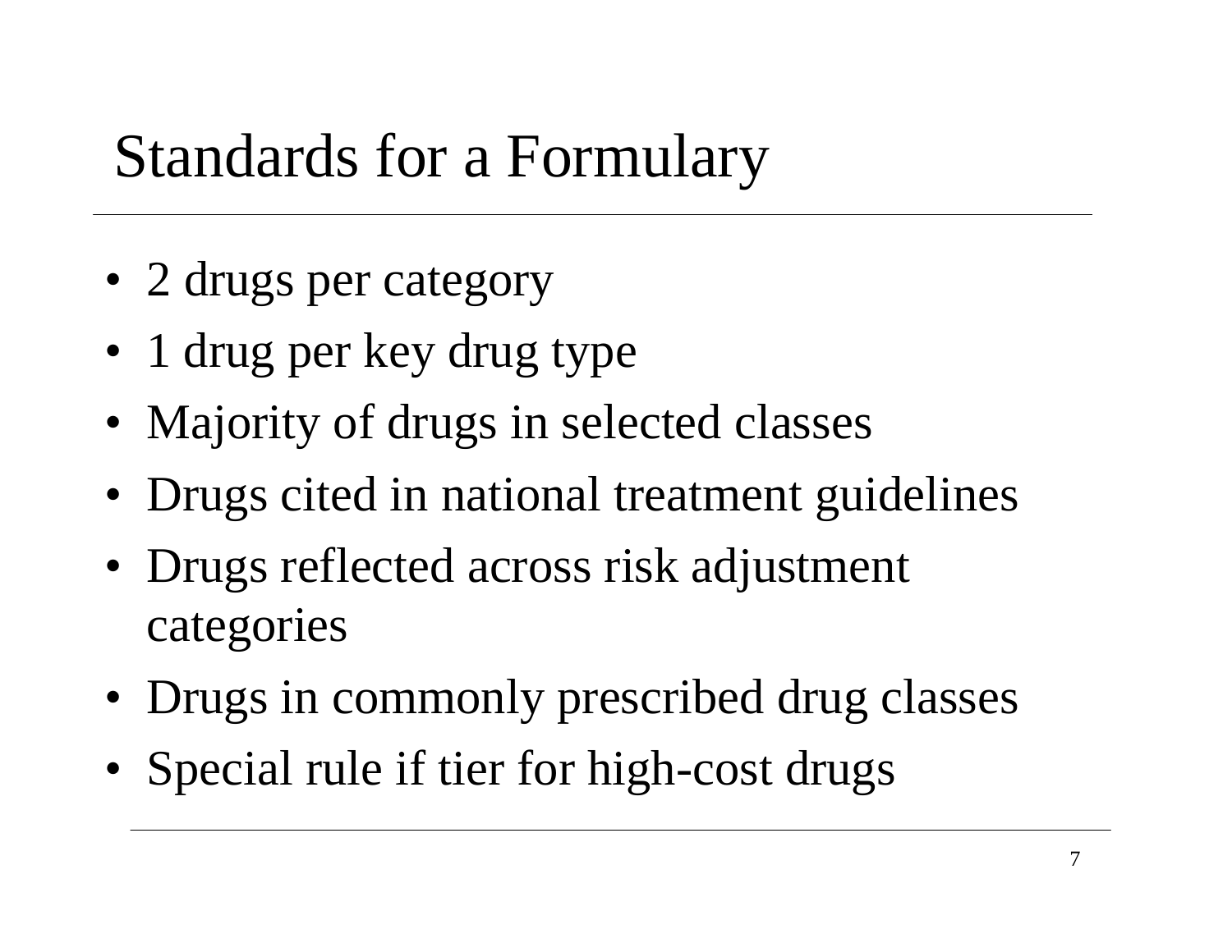# Standards for a Formulary

- 2 drugs per category
- 1 drug per key drug type
- Majority of drugs in selected classes
- Drugs cited in national treatment guidelines
- Drugs reflected across risk adjustment categories
- Drugs in commonly prescribed drug classes
- Special rule if tier for high-cost drugs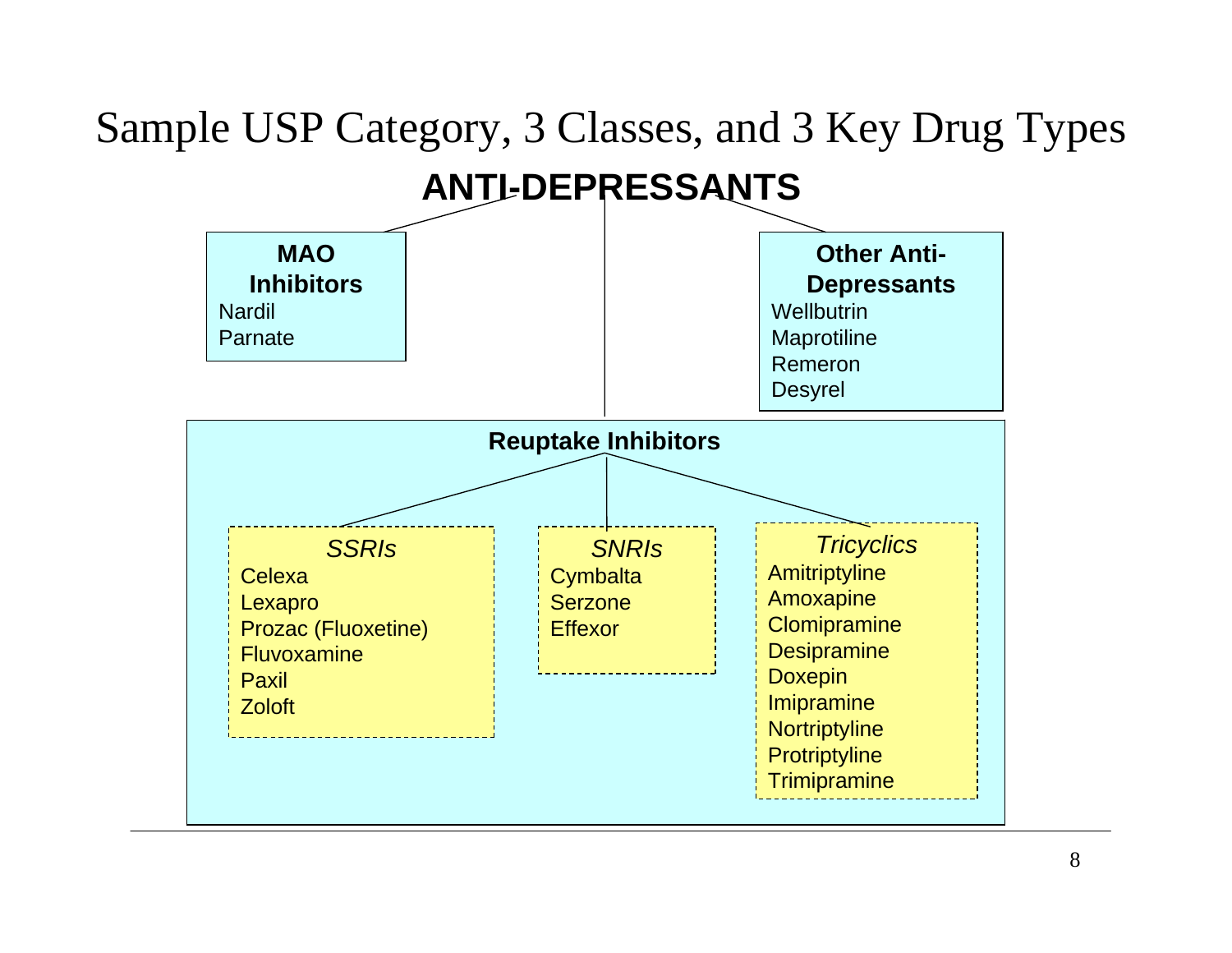# Sample USP Category, 3 Classes, and 3 Key Drug Types

## ANTI-DEPRESSANTS

**MAO Inhibitors**
- Nardil
- Parnate

**Other Anti-Depressants**
- Wellbutrin
- Maprotiline
- Remeron
- Desyrel

**Reuptake Inhibitors**

*SSRIs*
- Celexa
- Lexapro
- Prozac (Fluoxetine)
- Fluvoxamine
- Paxil
- Zoloft

*SNRIs*
- Cymbalta
- Serzone
- Effexor

*Tricyclics*
- Amitriptyline
- Amoxapine
- Clomipramine
- Desipramine
- Doxepin
- Imipramine
- Nortriptyline
- Protriptyline
- Trimipramine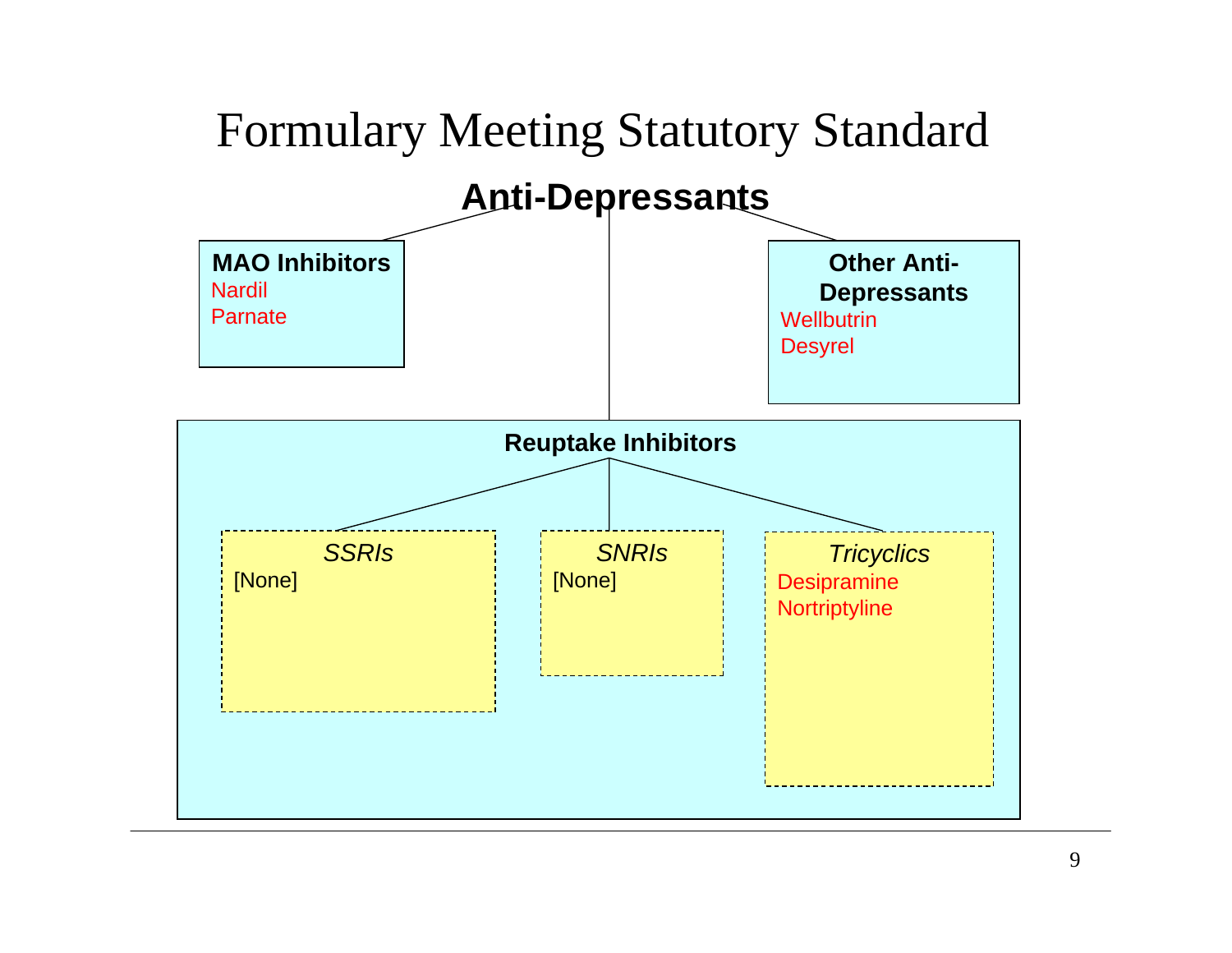# Formulary Meeting Statutory Standard

## Anti-Depressants

**MAO Inhibitors**
- Nardil
- Parnate

**Other Anti-Depressants**
- Wellbutrin
- Desyrel

**Reuptake Inhibitors**

*SSRIs*
- [None]

*SNRIs*
- [None]

*Tricyclics*
- Desipramine
- Nortriptyline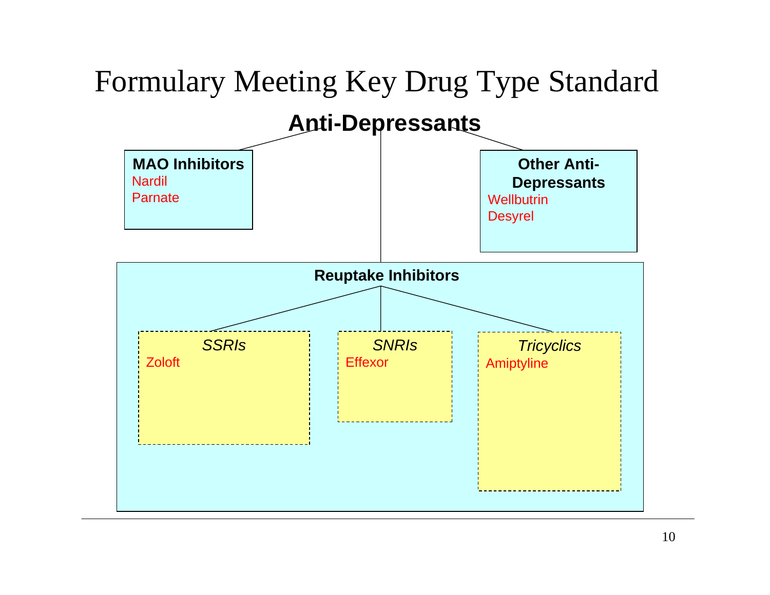# Formulary Meeting Key Drug Type Standard

## Anti-Depressants

**MAO Inhibitors**
- Nardil
- Parnate

**Other Anti-Depressants**
- Wellbutrin
- Desyrel

**Reuptake Inhibitors**

*SSRIs*
- Zoloft

*SNRIs*
- Effexor

*Tricyclics*
- Amiptyline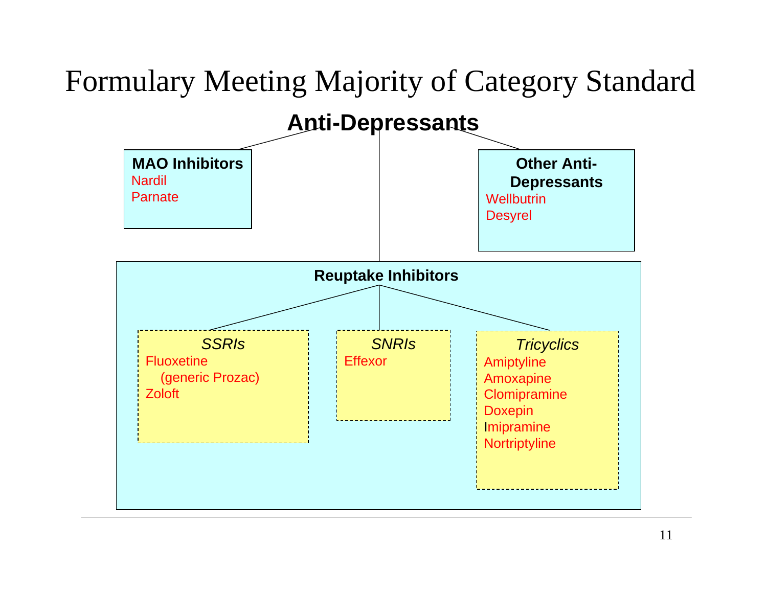# Formulary Meeting Majority of Category Standard

## Anti-Depressants

**MAO Inhibitors**
- Nardil
- Parnate

**Other Anti-Depressants**
- Wellbutrin
- Desyrel

**Reuptake Inhibitors**

*SSRIs*
- Fluoxetine (generic Prozac)
- Zoloft

*SNRIs*
- Effexor

*Tricyclics*
- Amiptyline
- Amoxapine
- Clomipramine
- Doxepin
- Imipramine
- Nortriptyline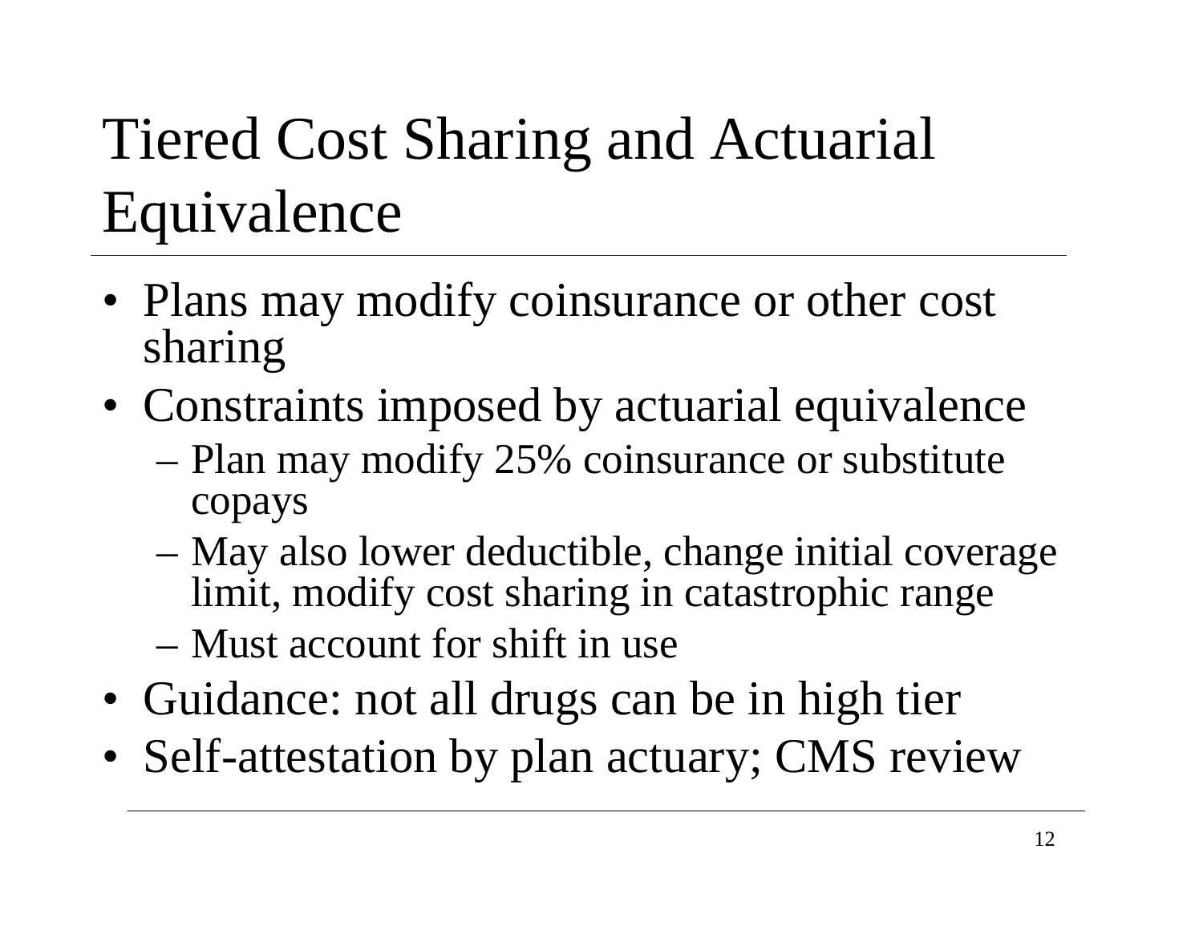# Tiered Cost Sharing and Actuarial Equivalence

- Plans may modify coinsurance or other cost sharing
- Constraints imposed by actuarial equivalence
  - Plan may modify 25% coinsurance or substitute copays
  - May also lower deductible, change initial coverage limit, modify cost sharing in catastrophic range
  - Must account for shift in use
- Guidance: not all drugs can be in high tier
- Self-attestation by plan actuary; CMS review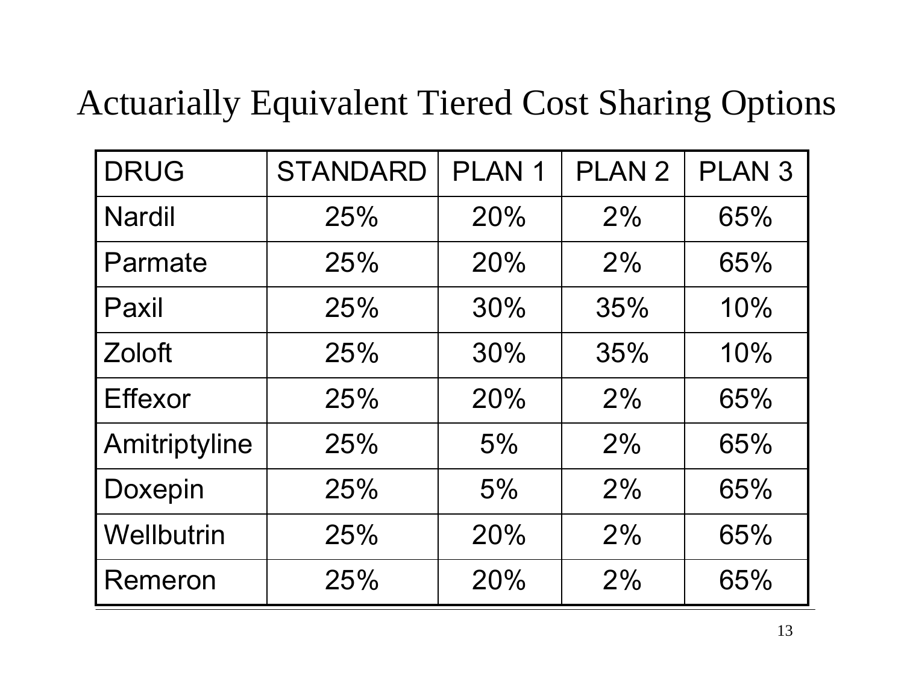# Actuarially Equivalent Tiered Cost Sharing Options

| DRUG | STANDARD | PLAN 1 | PLAN 2 | PLAN 3 |
|---|---|---|---|---|
| Nardil | 25% | 20% | 2% | 65% |
| Parmate | 25% | 20% | 2% | 65% |
| Paxil | 25% | 30% | 35% | 10% |
| Zoloft | 25% | 30% | 35% | 10% |
| Effexor | 25% | 20% | 2% | 65% |
| Amitriptyline | 25% | 5% | 2% | 65% |
| Doxepin | 25% | 5% | 2% | 65% |
| Wellbutrin | 25% | 20% | 2% | 65% |
| Remeron | 25% | 20% | 2% | 65% |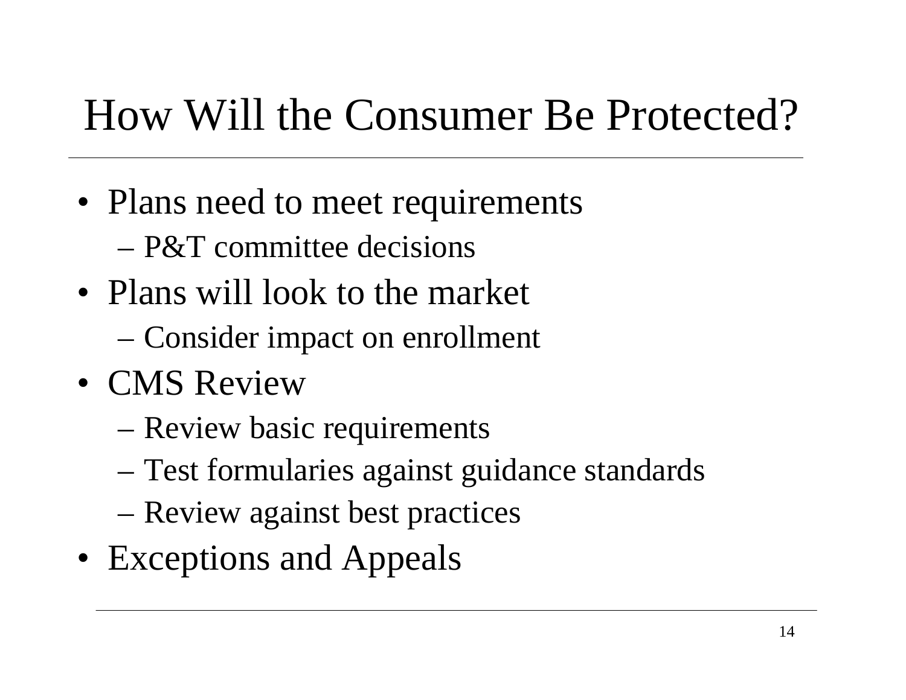# How Will the Consumer Be Protected?

- Plans need to meet requirements
  - P&T committee decisions
- Plans will look to the market
  - Consider impact on enrollment
- CMS Review
  - Review basic requirements
  - Test formularies against guidance standards
  - Review against best practices
- Exceptions and Appeals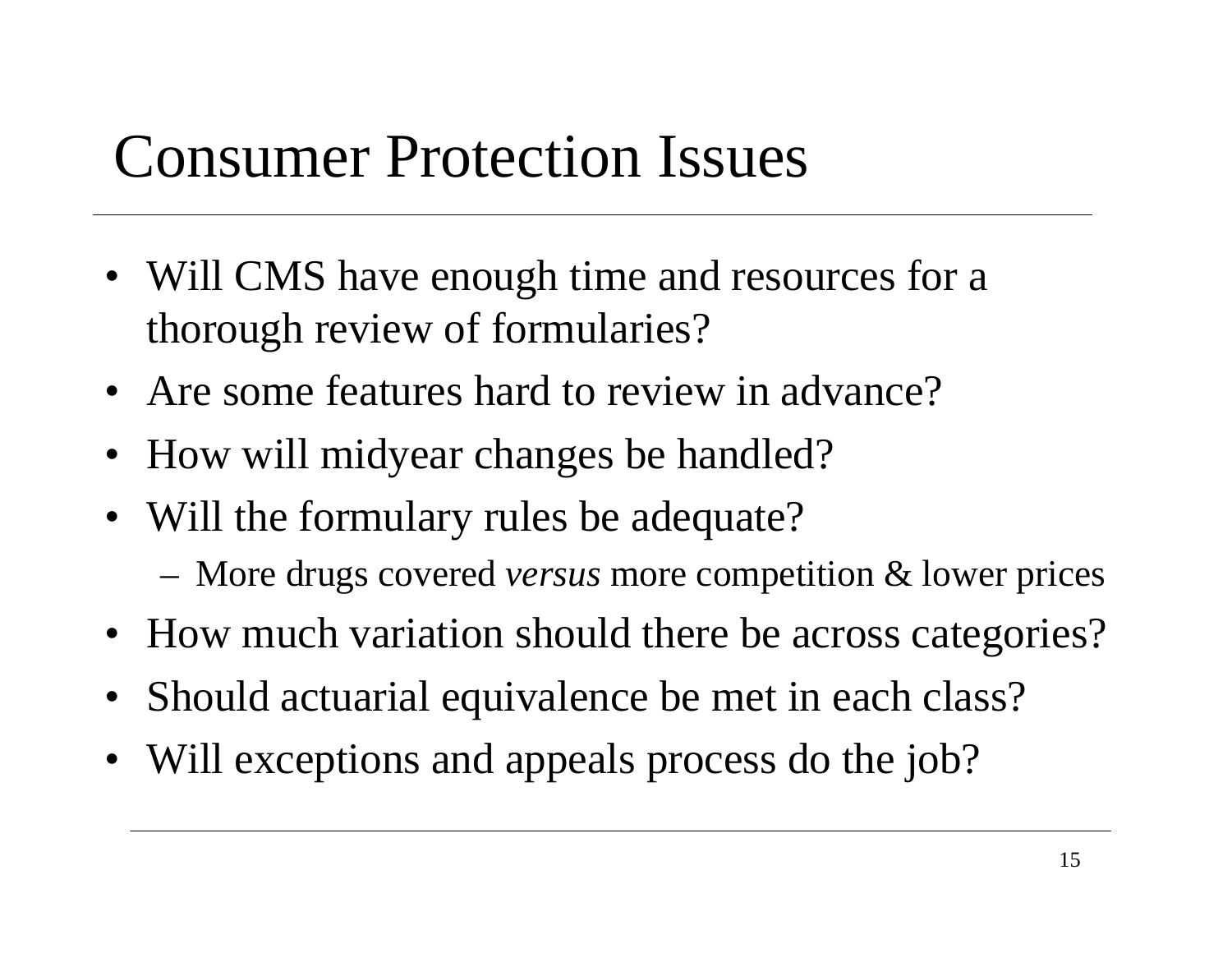# Consumer Protection Issues

- Will CMS have enough time and resources for a thorough review of formularies?
- Are some features hard to review in advance?
- How will midyear changes be handled?
- Will the formulary rules be adequate?
  - More drugs covered *versus* more competition & lower prices
- How much variation should there be across categories?
- Should actuarial equivalence be met in each class?
- Will exceptions and appeals process do the job?